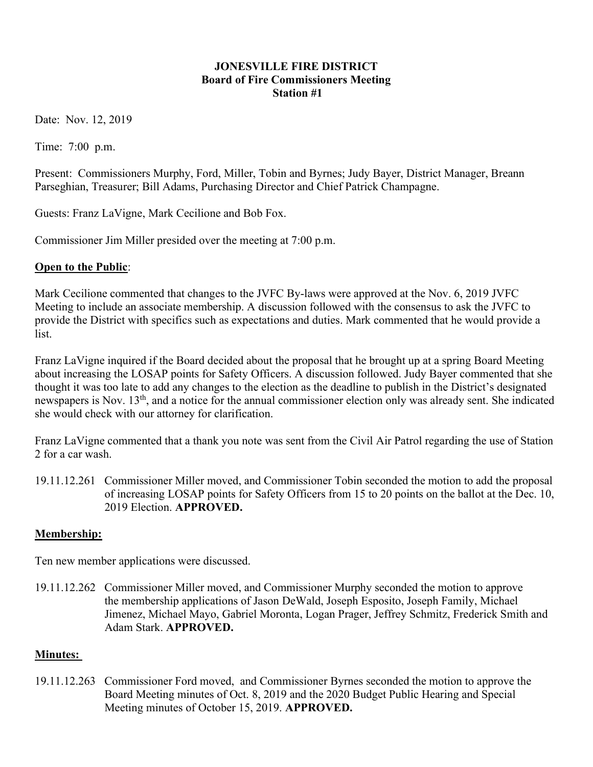**JONESVILLE FIRE DISTRICT**
**Board of Fire Commissioners Meeting**
**Station #1**

Date: Nov. 12, 2019

Time: 7:00 p.m.

Present: Commissioners Murphy, Ford, Miller, Tobin and Byrnes; Judy Bayer, District Manager, Breann Parseghian, Treasurer; Bill Adams, Purchasing Director and Chief Patrick Champagne.

Guests: Franz LaVigne, Mark Cecilione and Bob Fox.

Commissioner Jim Miller presided over the meeting at 7:00 p.m.

**Open to the Public**:

Mark Cecilione commented that changes to the JVFC By-laws were approved at the Nov. 6, 2019 JVFC Meeting to include an associate membership. A discussion followed with the consensus to ask the JVFC to provide the District with specifics such as expectations and duties. Mark commented that he would provide a list.

Franz LaVigne inquired if the Board decided about the proposal that he brought up at a spring Board Meeting about increasing the LOSAP points for Safety Officers. A discussion followed. Judy Bayer commented that she thought it was too late to add any changes to the election as the deadline to publish in the District's designated newspapers is Nov. 13th, and a notice for the annual commissioner election only was already sent. She indicated she would check with our attorney for clarification.

Franz LaVigne commented that a thank you note was sent from the Civil Air Patrol regarding the use of Station 2 for a car wash.

19.11.12.261 Commissioner Miller moved, and Commissioner Tobin seconded the motion to add the proposal of increasing LOSAP points for Safety Officers from 15 to 20 points on the ballot at the Dec. 10, 2019 Election. **APPROVED.**

**Membership:**

Ten new member applications were discussed.

19.11.12.262 Commissioner Miller moved, and Commissioner Murphy seconded the motion to approve the membership applications of Jason DeWald, Joseph Esposito, Joseph Family, Michael Jimenez, Michael Mayo, Gabriel Moronta, Logan Prager, Jeffrey Schmitz, Frederick Smith and Adam Stark. **APPROVED.**

**Minutes:**

19.11.12.263 Commissioner Ford moved, and Commissioner Byrnes seconded the motion to approve the Board Meeting minutes of Oct. 8, 2019 and the 2020 Budget Public Hearing and Special Meeting minutes of October 15, 2019. **APPROVED.**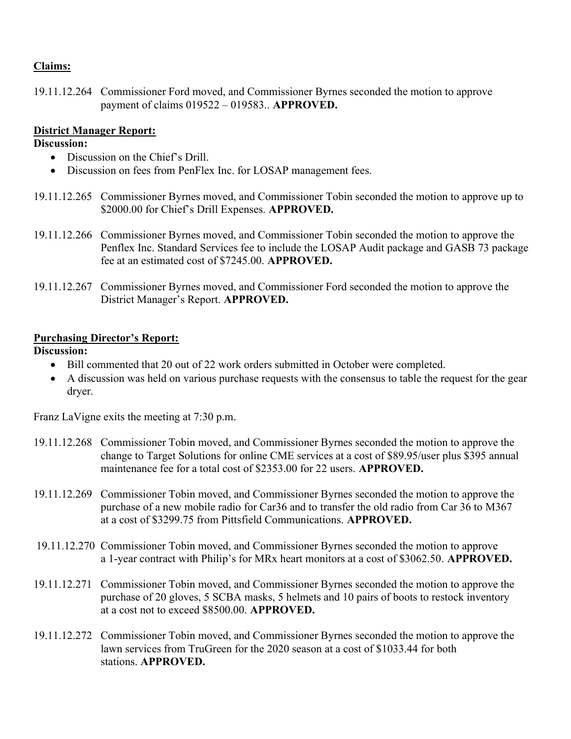**Claims:**

19.11.12.264 Commissioner Ford moved, and Commissioner Byrnes seconded the motion to approve payment of claims 019522 – 019583.. **APPROVED.**

**District Manager Report:**

**Discussion:**

- Discussion on the Chief's Drill.
- Discussion on fees from PenFlex Inc. for LOSAP management fees.

19.11.12.265 Commissioner Byrnes moved, and Commissioner Tobin seconded the motion to approve up to $2000.00 for Chief's Drill Expenses. **APPROVED.**

19.11.12.266 Commissioner Byrnes moved, and Commissioner Tobin seconded the motion to approve the Penflex Inc. Standard Services fee to include the LOSAP Audit package and GASB 73 package fee at an estimated cost of $7245.00. **APPROVED.**

19.11.12.267 Commissioner Byrnes moved, and Commissioner Ford seconded the motion to approve the District Manager's Report. **APPROVED.**

**Purchasing Director's Report:**

**Discussion:**

- Bill commented that 20 out of 22 work orders submitted in October were completed.
- A discussion was held on various purchase requests with the consensus to table the request for the gear dryer.

Franz LaVigne exits the meeting at 7:30 p.m.

19.11.12.268 Commissioner Tobin moved, and Commissioner Byrnes seconded the motion to approve the change to Target Solutions for online CME services at a cost of $89.95/user plus $395 annual maintenance fee for a total cost of $2353.00 for 22 users. **APPROVED.**

19.11.12.269 Commissioner Tobin moved, and Commissioner Byrnes seconded the motion to approve the purchase of a new mobile radio for Car36 and to transfer the old radio from Car 36 to M367 at a cost of $3299.75 from Pittsfield Communications. **APPROVED.**

19.11.12.270 Commissioner Tobin moved, and Commissioner Byrnes seconded the motion to approve a 1-year contract with Philip's for MRx heart monitors at a cost of $3062.50. **APPROVED.**

19.11.12.271 Commissioner Tobin moved, and Commissioner Byrnes seconded the motion to approve the purchase of 20 gloves, 5 SCBA masks, 5 helmets and 10 pairs of boots to restock inventory at a cost not to exceed $8500.00. **APPROVED.**

19.11.12.272 Commissioner Tobin moved, and Commissioner Byrnes seconded the motion to approve the lawn services from TruGreen for the 2020 season at a cost of $1033.44 for both stations. **APPROVED.**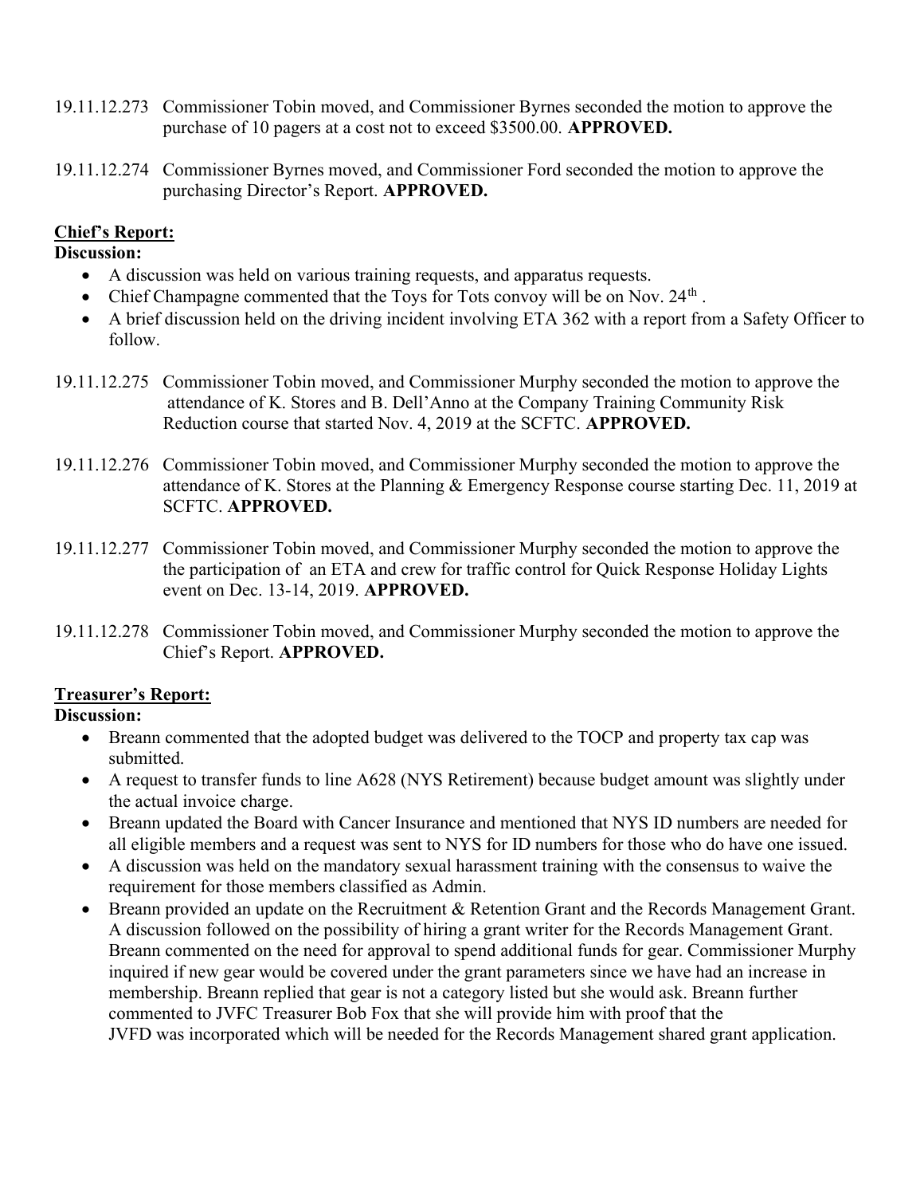19.11.12.273 Commissioner Tobin moved, and Commissioner Byrnes seconded the motion to approve the purchase of 10 pagers at a cost not to exceed $3500.00. **APPROVED.**

19.11.12.274 Commissioner Byrnes moved, and Commissioner Ford seconded the motion to approve the purchasing Director's Report. **APPROVED.**

**Chief's Report:**

**Discussion:**

- A discussion was held on various training requests, and apparatus requests.
- Chief Champagne commented that the Toys for Tots convoy will be on Nov. 24th .
- A brief discussion held on the driving incident involving ETA 362 with a report from a Safety Officer to follow.

19.11.12.275 Commissioner Tobin moved, and Commissioner Murphy seconded the motion to approve the attendance of K. Stores and B. Dell'Anno at the Company Training Community Risk Reduction course that started Nov. 4, 2019 at the SCFTC. **APPROVED.**

19.11.12.276 Commissioner Tobin moved, and Commissioner Murphy seconded the motion to approve the attendance of K. Stores at the Planning & Emergency Response course starting Dec. 11, 2019 at SCFTC. **APPROVED.**

19.11.12.277 Commissioner Tobin moved, and Commissioner Murphy seconded the motion to approve the the participation of an ETA and crew for traffic control for Quick Response Holiday Lights event on Dec. 13-14, 2019. **APPROVED.**

19.11.12.278 Commissioner Tobin moved, and Commissioner Murphy seconded the motion to approve the Chief's Report. **APPROVED.**

**Treasurer's Report:**

**Discussion:**

- Breann commented that the adopted budget was delivered to the TOCP and property tax cap was submitted.
- A request to transfer funds to line A628 (NYS Retirement) because budget amount was slightly under the actual invoice charge.
- Breann updated the Board with Cancer Insurance and mentioned that NYS ID numbers are needed for all eligible members and a request was sent to NYS for ID numbers for those who do have one issued.
- A discussion was held on the mandatory sexual harassment training with the consensus to waive the requirement for those members classified as Admin.
- Breann provided an update on the Recruitment & Retention Grant and the Records Management Grant. A discussion followed on the possibility of hiring a grant writer for the Records Management Grant. Breann commented on the need for approval to spend additional funds for gear. Commissioner Murphy inquired if new gear would be covered under the grant parameters since we have had an increase in membership. Breann replied that gear is not a category listed but she would ask. Breann further commented to JVFC Treasurer Bob Fox that she will provide him with proof that the JVFD was incorporated which will be needed for the Records Management shared grant application.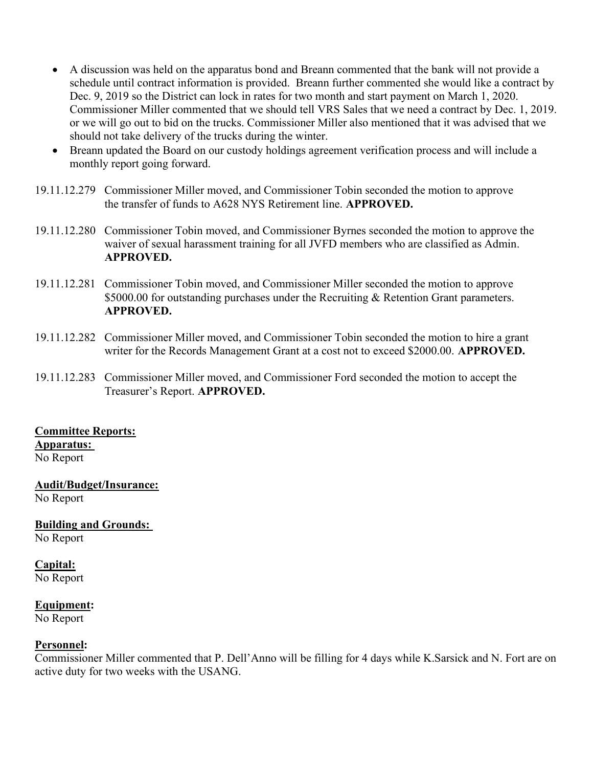- A discussion was held on the apparatus bond and Breann commented that the bank will not provide a schedule until contract information is provided. Breann further commented she would like a contract by Dec. 9, 2019 so the District can lock in rates for two month and start payment on March 1, 2020. Commissioner Miller commented that we should tell VRS Sales that we need a contract by Dec. 1, 2019. or we will go out to bid on the trucks. Commissioner Miller also mentioned that it was advised that we should not take delivery of the trucks during the winter.
- Breann updated the Board on our custody holdings agreement verification process and will include a monthly report going forward.

19.11.12.279 Commissioner Miller moved, and Commissioner Tobin seconded the motion to approve the transfer of funds to A628 NYS Retirement line. **APPROVED.**

19.11.12.280 Commissioner Tobin moved, and Commissioner Byrnes seconded the motion to approve the waiver of sexual harassment training for all JVFD members who are classified as Admin. **APPROVED.**

19.11.12.281 Commissioner Tobin moved, and Commissioner Miller seconded the motion to approve $5000.00 for outstanding purchases under the Recruiting & Retention Grant parameters. **APPROVED.**

19.11.12.282 Commissioner Miller moved, and Commissioner Tobin seconded the motion to hire a grant writer for the Records Management Grant at a cost not to exceed $2000.00. **APPROVED.**

19.11.12.283 Commissioner Miller moved, and Commissioner Ford seconded the motion to accept the Treasurer's Report. **APPROVED.**

**Committee Reports:**

**Apparatus:**
No Report

**Audit/Budget/Insurance:**
No Report

**Building and Grounds:**
No Report

**Capital:**
No Report

**Equipment:**
No Report

**Personnel:**
Commissioner Miller commented that P. Dell'Anno will be filling for 4 days while K.Sarsick and N. Fort are on active duty for two weeks with the USANG.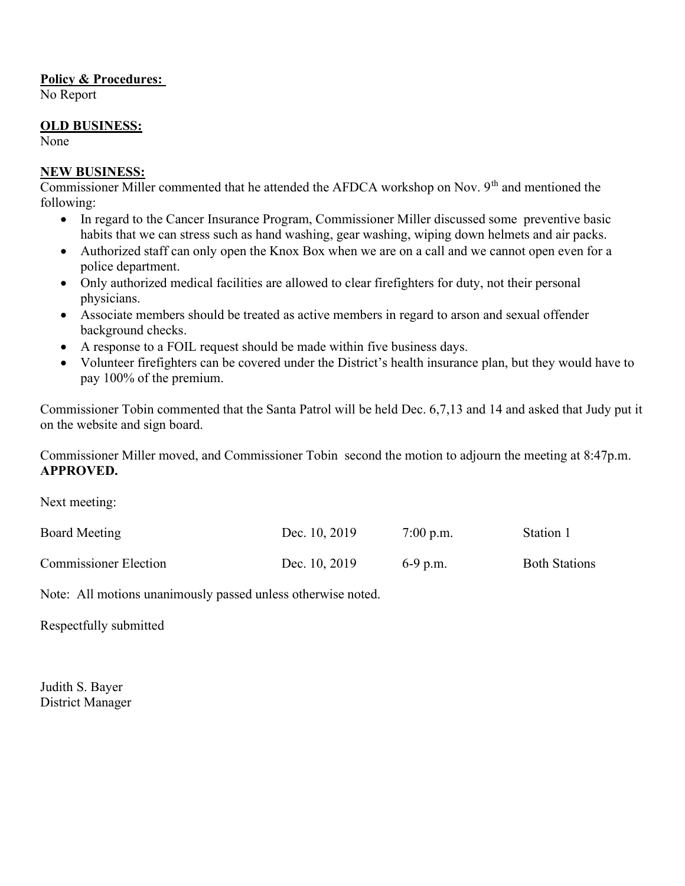**Policy & Procedures:**
No Report

**OLD BUSINESS:**
None

**NEW BUSINESS:**
Commissioner Miller commented that he attended the AFDCA workshop on Nov. 9th and mentioned the following:

- In regard to the Cancer Insurance Program, Commissioner Miller discussed some preventive basic habits that we can stress such as hand washing, gear washing, wiping down helmets and air packs.
- Authorized staff can only open the Knox Box when we are on a call and we cannot open even for a police department.
- Only authorized medical facilities are allowed to clear firefighters for duty, not their personal physicians.
- Associate members should be treated as active members in regard to arson and sexual offender background checks.
- A response to a FOIL request should be made within five business days.
- Volunteer firefighters can be covered under the District's health insurance plan, but they would have to pay 100% of the premium.

Commissioner Tobin commented that the Santa Patrol will be held Dec. 6,7,13 and 14 and asked that Judy put it on the website and sign board.

Commissioner Miller moved, and Commissioner Tobin second the motion to adjourn the meeting at 8:47p.m. **APPROVED.**

Next meeting:

| | | | |
|---|---|---|---|
| Board Meeting | Dec. 10, 2019 | 7:00 p.m. | Station 1 |
| Commissioner Election | Dec. 10, 2019 | 6-9 p.m. | Both Stations |

Note: All motions unanimously passed unless otherwise noted.

Respectfully submitted

Judith S. Bayer
District Manager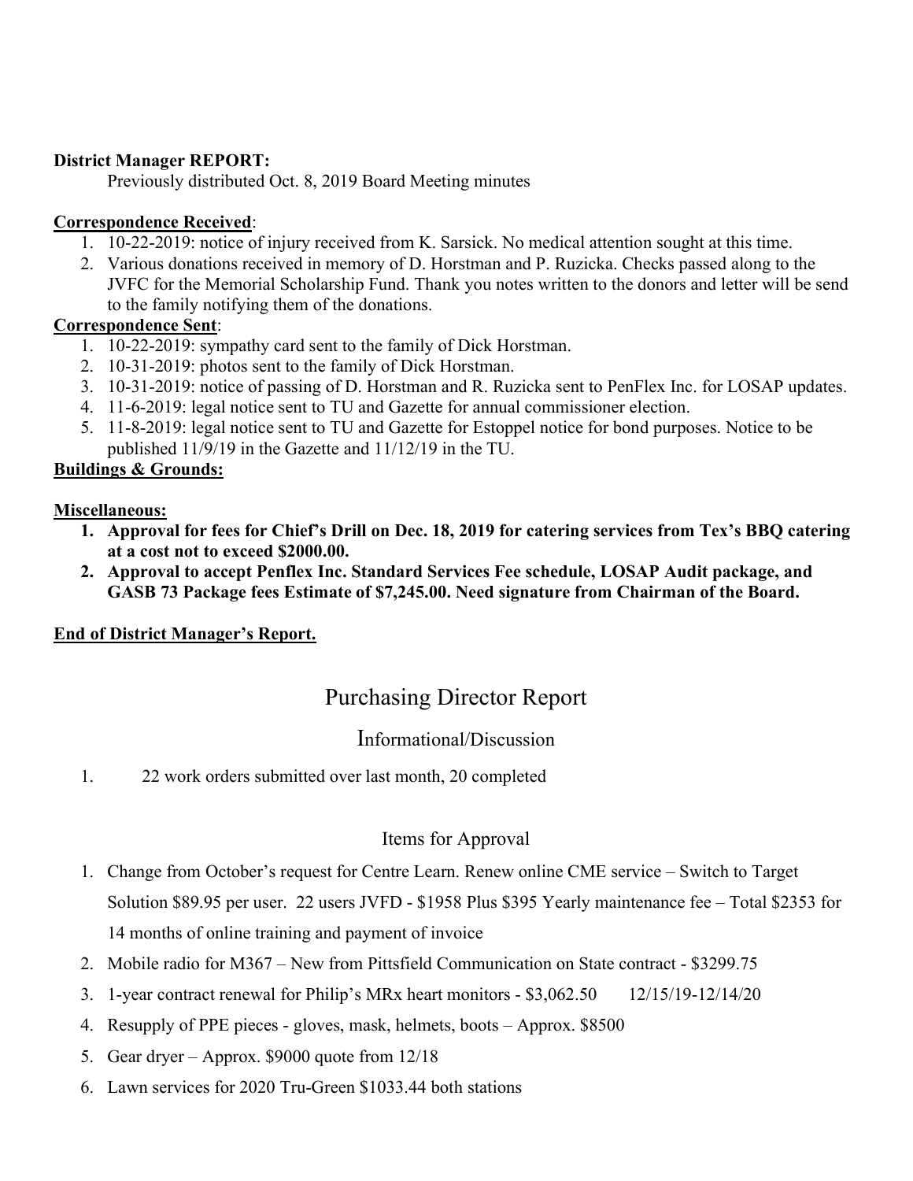**District Manager REPORT:**

Previously distributed Oct. 8, 2019 Board Meeting minutes

**Correspondence Received**:

1. 10-22-2019: notice of injury received from K. Sarsick. No medical attention sought at this time.
2. Various donations received in memory of D. Horstman and P. Ruzicka. Checks passed along to the JVFC for the Memorial Scholarship Fund. Thank you notes written to the donors and letter will be send to the family notifying them of the donations.

**Correspondence Sent**:

1. 10-22-2019: sympathy card sent to the family of Dick Horstman.
2. 10-31-2019: photos sent to the family of Dick Horstman.
3. 10-31-2019: notice of passing of D. Horstman and R. Ruzicka sent to PenFlex Inc. for LOSAP updates.
4. 11-6-2019: legal notice sent to TU and Gazette for annual commissioner election.
5. 11-8-2019: legal notice sent to TU and Gazette for Estoppel notice for bond purposes. Notice to be published 11/9/19 in the Gazette and 11/12/19 in the TU.

**Buildings & Grounds:**

**Miscellaneous:**

1. **Approval for fees for Chief's Drill on Dec. 18, 2019 for catering services from Tex's BBQ catering at a cost not to exceed $2000.00.**
2. **Approval to accept Penflex Inc. Standard Services Fee schedule, LOSAP Audit package, and GASB 73 Package fees Estimate of $7,245.00. Need signature from Chairman of the Board.**

**End of District Manager's Report.**

# Purchasing Director Report

## Informational/Discussion

1. 22 work orders submitted over last month, 20 completed

## Items for Approval

1. Change from October's request for Centre Learn. Renew online CME service – Switch to Target Solution $89.95 per user. 22 users JVFD - $1958 Plus $395 Yearly maintenance fee – Total $2353 for 14 months of online training and payment of invoice
2. Mobile radio for M367 – New from Pittsfield Communication on State contract - $3299.75
3. 1-year contract renewal for Philip's MRx heart monitors - $3,062.50 12/15/19-12/14/20
4. Resupply of PPE pieces - gloves, mask, helmets, boots – Approx. $8500
5. Gear dryer – Approx. $9000 quote from 12/18
6. Lawn services for 2020 Tru-Green $1033.44 both stations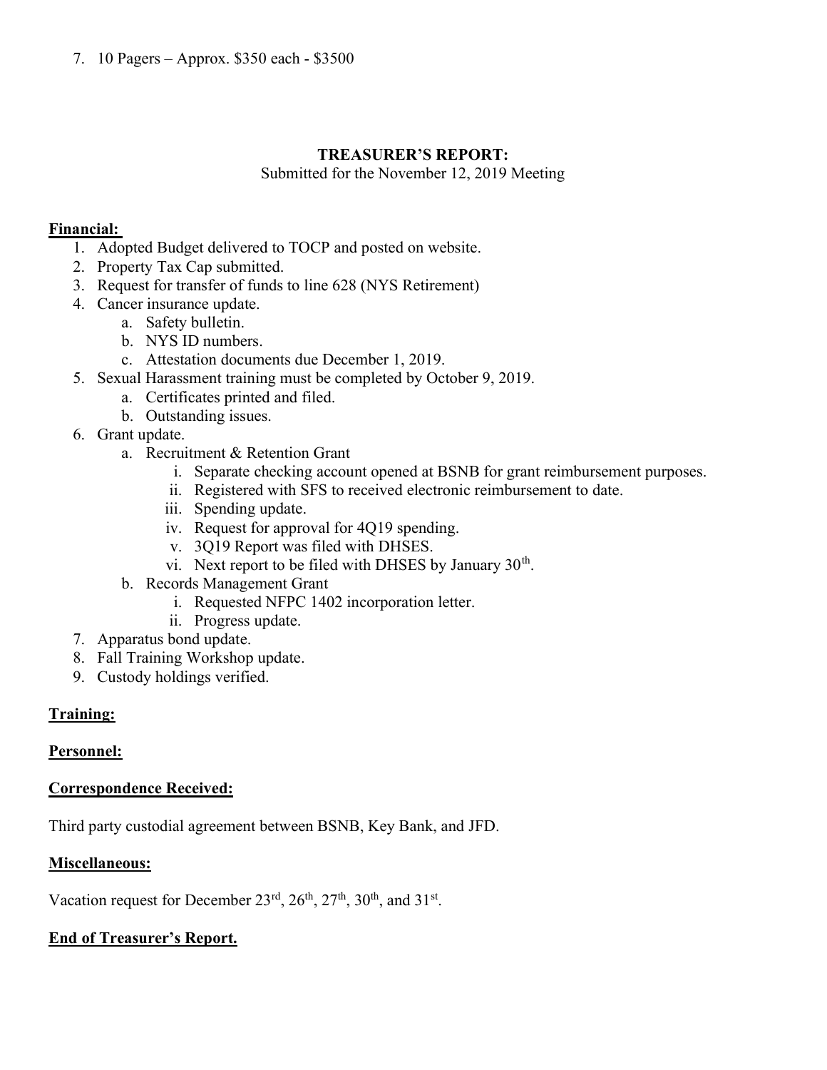7. 10 Pagers – Approx. $350 each - $3500

## TREASURER'S REPORT:

Submitted for the November 12, 2019 Meeting

**Financial:**

1. Adopted Budget delivered to TOCP and posted on website.
2. Property Tax Cap submitted.
3. Request for transfer of funds to line 628 (NYS Retirement)
4. Cancer insurance update.
    a. Safety bulletin.
    b. NYS ID numbers.
    c. Attestation documents due December 1, 2019.
5. Sexual Harassment training must be completed by October 9, 2019.
    a. Certificates printed and filed.
    b. Outstanding issues.
6. Grant update.
    a. Recruitment & Retention Grant
        i. Separate checking account opened at BSNB for grant reimbursement purposes.
        ii. Registered with SFS to received electronic reimbursement to date.
        iii. Spending update.
        iv. Request for approval for 4Q19 spending.
        v. 3Q19 Report was filed with DHSES.
        vi. Next report to be filed with DHSES by January 30th.
    b. Records Management Grant
        i. Requested NFPC 1402 incorporation letter.
        ii. Progress update.
7. Apparatus bond update.
8. Fall Training Workshop update.
9. Custody holdings verified.

**Training:**

**Personnel:**

**Correspondence Received:**

Third party custodial agreement between BSNB, Key Bank, and JFD.

**Miscellaneous:**

Vacation request for December 23rd, 26th, 27th, 30th, and 31st.

**End of Treasurer's Report.**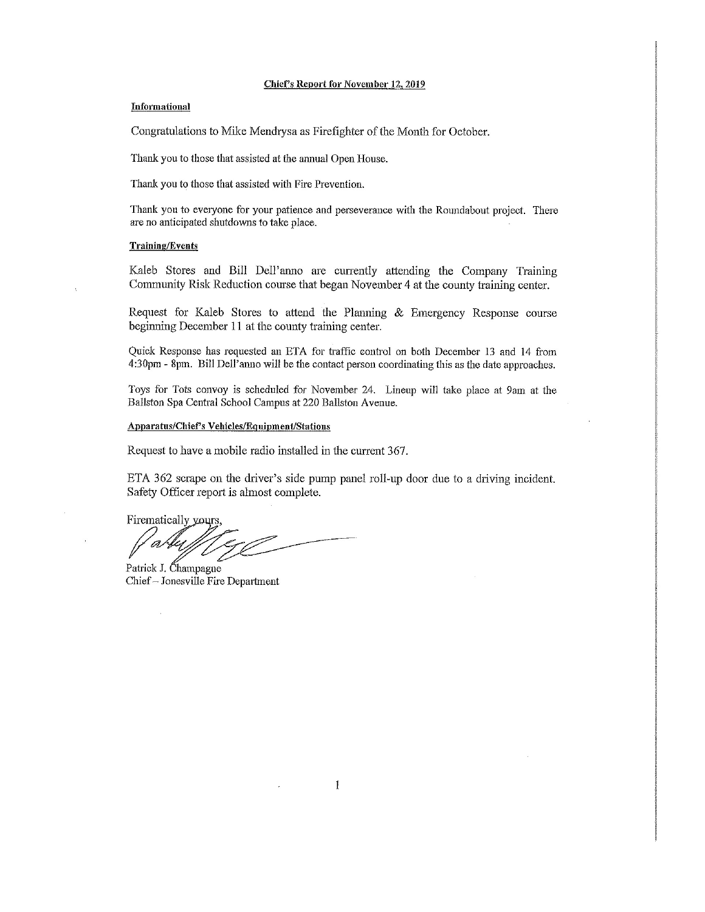**Chief's Report for November 12, 2019**

**Informational**

Congratulations to Mike Mendrysa as Firefighter of the Month for October.

Thank you to those that assisted at the annual Open House.

Thank you to those that assisted with Fire Prevention.

Thank you to everyone for your patience and perseverance with the Roundabout project. There are no anticipated shutdowns to take place.

**Training/Events**

Kaleb Stores and Bill Dell'anno are currently attending the Company Training Community Risk Reduction course that began November 4 at the county training center.

Request for Kaleb Stores to attend the Planning & Emergency Response course beginning December 11 at the county training center.

Quick Response has requested an ETA for traffic control on both December 13 and 14 from 4:30pm - 8pm. Bill Dell'anno will be the contact person coordinating this as the date approaches.

Toys for Tots convoy is scheduled for November 24. Lineup will take place at 9am at the Ballston Spa Central School Campus at 220 Ballston Avenue.

**Apparatus/Chief's Vehicles/Equipment/Stations**

Request to have a mobile radio installed in the current 367.

ETA 362 scrape on the driver's side pump panel roll-up door due to a driving incident. Safety Officer report is almost complete.

Firematically yours,

Patrick J. Champagne
Chief – Jonesville Fire Department